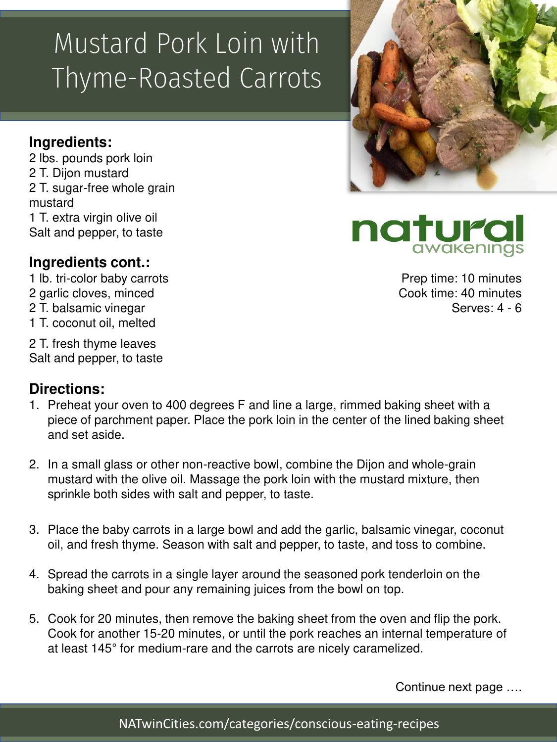# Mustard Pork Loin with Thyme-Roasted Carrots

**Ingredients:**

2 lbs. pounds pork loin
2 T. Dijon mustard
2 T. sugar-free whole grain mustard
1 T. extra virgin olive oil
Salt and pepper, to taste

**Ingredients cont.:**

1 lb. tri-color baby carrots
2 garlic cloves, minced
2 T. balsamic vinegar
1 T. coconut oil, melted

2 T. fresh thyme leaves
Salt and pepper, to taste

natural awakenings

Prep time: 10 minutes
Cook time: 40 minutes
Serves: 4 - 6

**Directions:**

1. Preheat your oven to 400 degrees F and line a large, rimmed baking sheet with a piece of parchment paper. Place the pork loin in the center of the lined baking sheet and set aside.
2. In a small glass or other non-reactive bowl, combine the Dijon and whole-grain mustard with the olive oil. Massage the pork loin with the mustard mixture, then sprinkle both sides with salt and pepper, to taste.
3. Place the baby carrots in a large bowl and add the garlic, balsamic vinegar, coconut oil, and fresh thyme. Season with salt and pepper, to taste, and toss to combine.
4. Spread the carrots in a single layer around the seasoned pork tenderloin on the baking sheet and pour any remaining juices from the bowl on top.
5. Cook for 20 minutes, then remove the baking sheet from the oven and flip the pork. Cook for another 15-20 minutes, or until the pork reaches an internal temperature of at least 145° for medium-rare and the carrots are nicely caramelized.

Continue next page ….

NATwinCities.com/categories/conscious-eating-recipes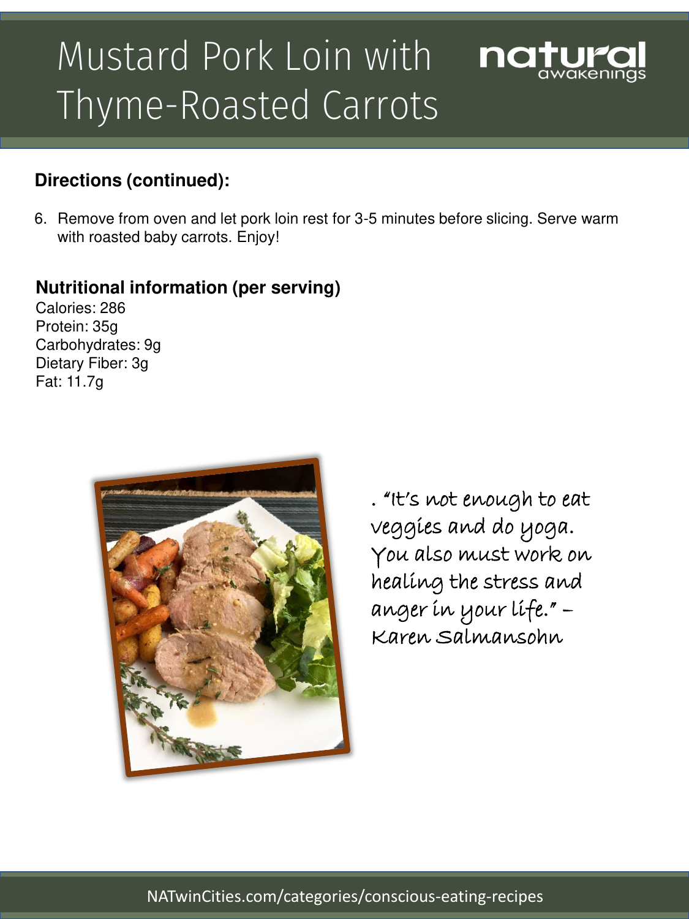# Mustard Pork Loin with Thyme-Roasted Carrots

**Directions (continued):**

6. Remove from oven and let pork loin rest for 3-5 minutes before slicing. Serve warm with roasted baby carrots. Enjoy!

**Nutritional information (per serving)**

Calories: 286
Protein: 35g
Carbohydrates: 9g
Dietary Fiber: 3g
Fat: 11.7g

. "It's not enough to eat veggies and do yoga. You also must work on healing the stress and anger in your life." – Karen Salmansohn

NATwinCities.com/categories/conscious-eating-recipes